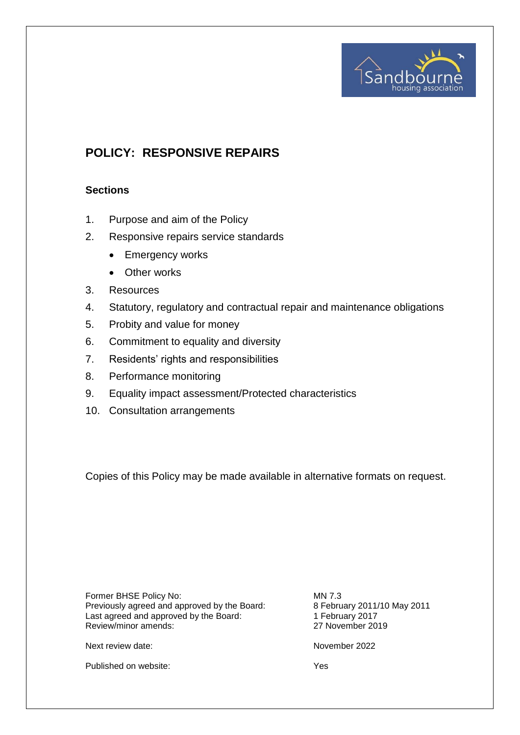# POLICY: RESPONSIVE REPAIRS

## Sections

1. Purpose and aim of the Policy
2. Responsive repairs service standards
   - Emergency works
   - Other works
3. Resources
4. Statutory, regulatory and contractual repair and maintenance obligations
5. Probity and value for money
6. Commitment to equality and diversity
7. Residents' rights and responsibilities
8. Performance monitoring
9. Equality impact assessment/Protected characteristics
10. Consultation arrangements

Copies of this Policy may be made available in alternative formats on request.

| | |
|---|---|
| Former BHSE Policy No: | MN 7.3 |
| Previously agreed and approved by the Board: | 8 February 2011/10 May 2011 |
| Last agreed and approved by the Board: | 1 February 2017 |
| Review/minor amends: | 27 November 2019 |
| Next review date: | November 2022 |
| Published on website: | Yes |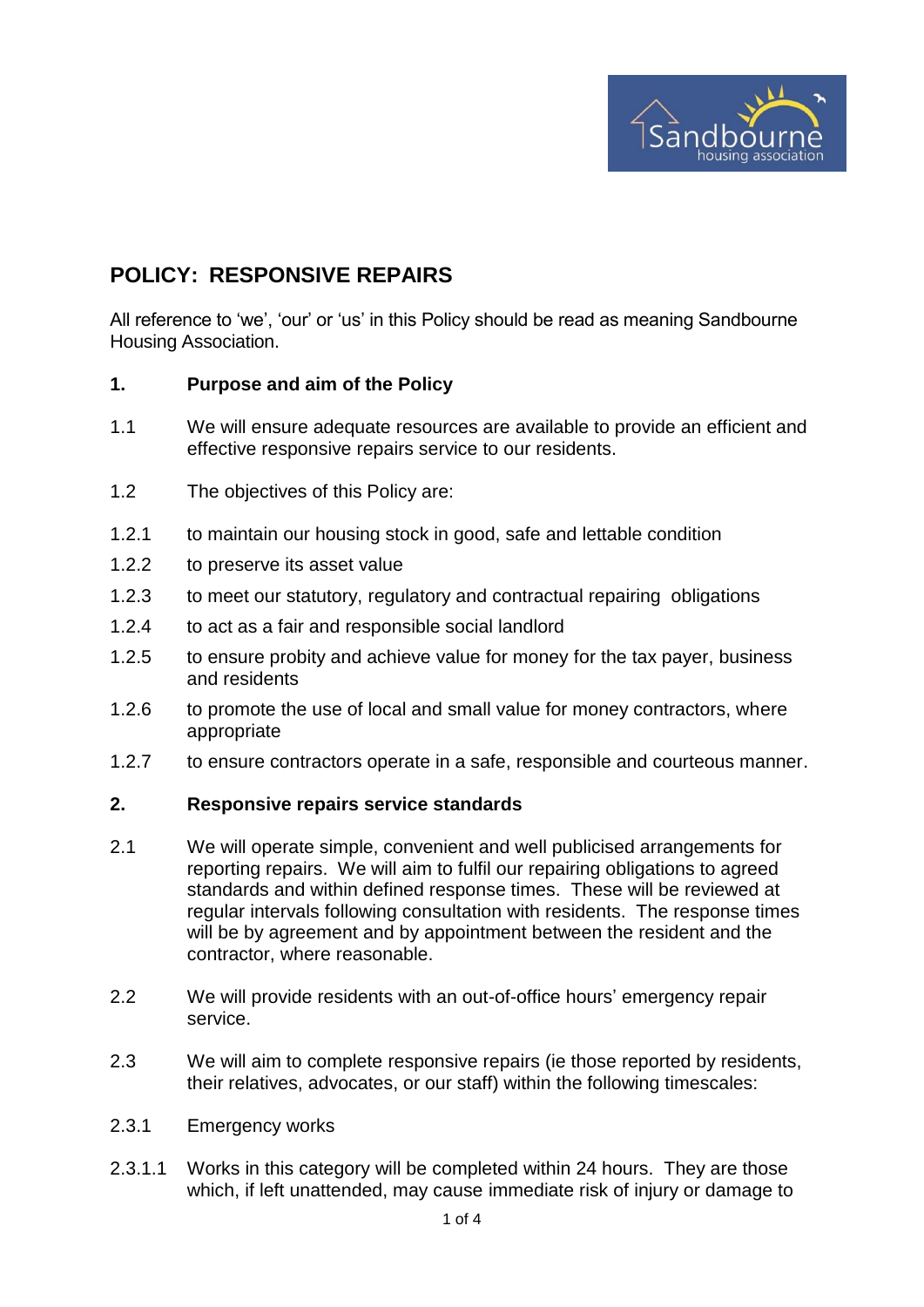# POLICY: RESPONSIVE REPAIRS

All reference to 'we', 'our' or 'us' in this Policy should be read as meaning Sandbourne Housing Association.

## 1. Purpose and aim of the Policy

1.1 We will ensure adequate resources are available to provide an efficient and effective responsive repairs service to our residents.

1.2 The objectives of this Policy are:

1.2.1 to maintain our housing stock in good, safe and lettable condition

1.2.2 to preserve its asset value

1.2.3 to meet our statutory, regulatory and contractual repairing obligations

1.2.4 to act as a fair and responsible social landlord

1.2.5 to ensure probity and achieve value for money for the tax payer, business and residents

1.2.6 to promote the use of local and small value for money contractors, where appropriate

1.2.7 to ensure contractors operate in a safe, responsible and courteous manner.

## 2. Responsive repairs service standards

2.1 We will operate simple, convenient and well publicised arrangements for reporting repairs. We will aim to fulfil our repairing obligations to agreed standards and within defined response times. These will be reviewed at regular intervals following consultation with residents. The response times will be by agreement and by appointment between the resident and the contractor, where reasonable.

2.2 We will provide residents with an out-of-office hours' emergency repair service.

2.3 We will aim to complete responsive repairs (ie those reported by residents, their relatives, advocates, or our staff) within the following timescales:

2.3.1 Emergency works

2.3.1.1 Works in this category will be completed within 24 hours. They are those which, if left unattended, may cause immediate risk of injury or damage to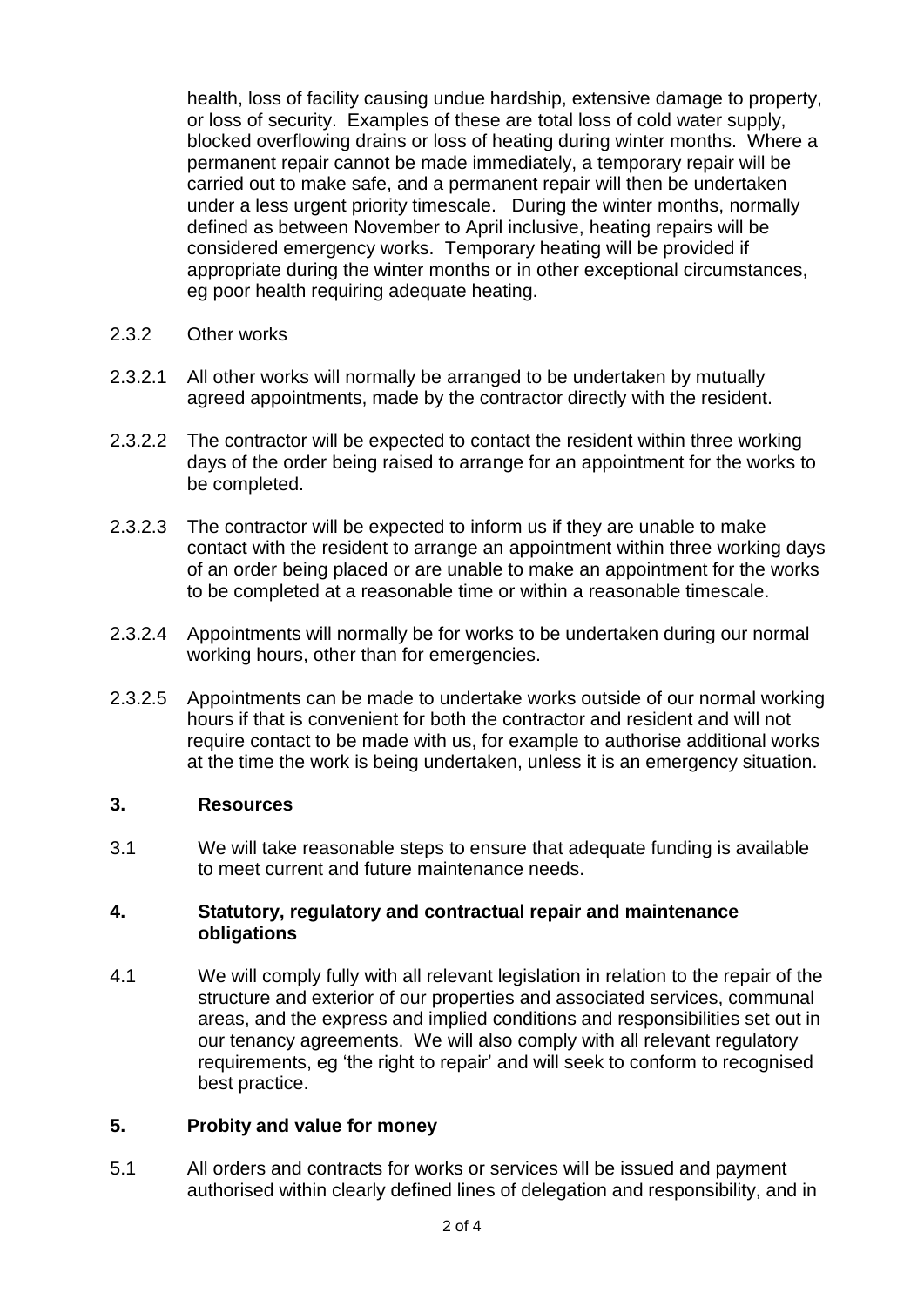health, loss of facility causing undue hardship, extensive damage to property, or loss of security. Examples of these are total loss of cold water supply, blocked overflowing drains or loss of heating during winter months. Where a permanent repair cannot be made immediately, a temporary repair will be carried out to make safe, and a permanent repair will then be undertaken under a less urgent priority timescale. During the winter months, normally defined as between November to April inclusive, heating repairs will be considered emergency works. Temporary heating will be provided if appropriate during the winter months or in other exceptional circumstances, eg poor health requiring adequate heating.

2.3.2 Other works

2.3.2.1 All other works will normally be arranged to be undertaken by mutually agreed appointments, made by the contractor directly with the resident.

2.3.2.2 The contractor will be expected to contact the resident within three working days of the order being raised to arrange for an appointment for the works to be completed.

2.3.2.3 The contractor will be expected to inform us if they are unable to make contact with the resident to arrange an appointment within three working days of an order being placed or are unable to make an appointment for the works to be completed at a reasonable time or within a reasonable timescale.

2.3.2.4 Appointments will normally be for works to be undertaken during our normal working hours, other than for emergencies.

2.3.2.5 Appointments can be made to undertake works outside of our normal working hours if that is convenient for both the contractor and resident and will not require contact to be made with us, for example to authorise additional works at the time the work is being undertaken, unless it is an emergency situation.

## 3. Resources

3.1 We will take reasonable steps to ensure that adequate funding is available to meet current and future maintenance needs.

## 4. Statutory, regulatory and contractual repair and maintenance obligations

4.1 We will comply fully with all relevant legislation in relation to the repair of the structure and exterior of our properties and associated services, communal areas, and the express and implied conditions and responsibilities set out in our tenancy agreements. We will also comply with all relevant regulatory requirements, eg 'the right to repair' and will seek to conform to recognised best practice.

## 5. Probity and value for money

5.1 All orders and contracts for works or services will be issued and payment authorised within clearly defined lines of delegation and responsibility, and in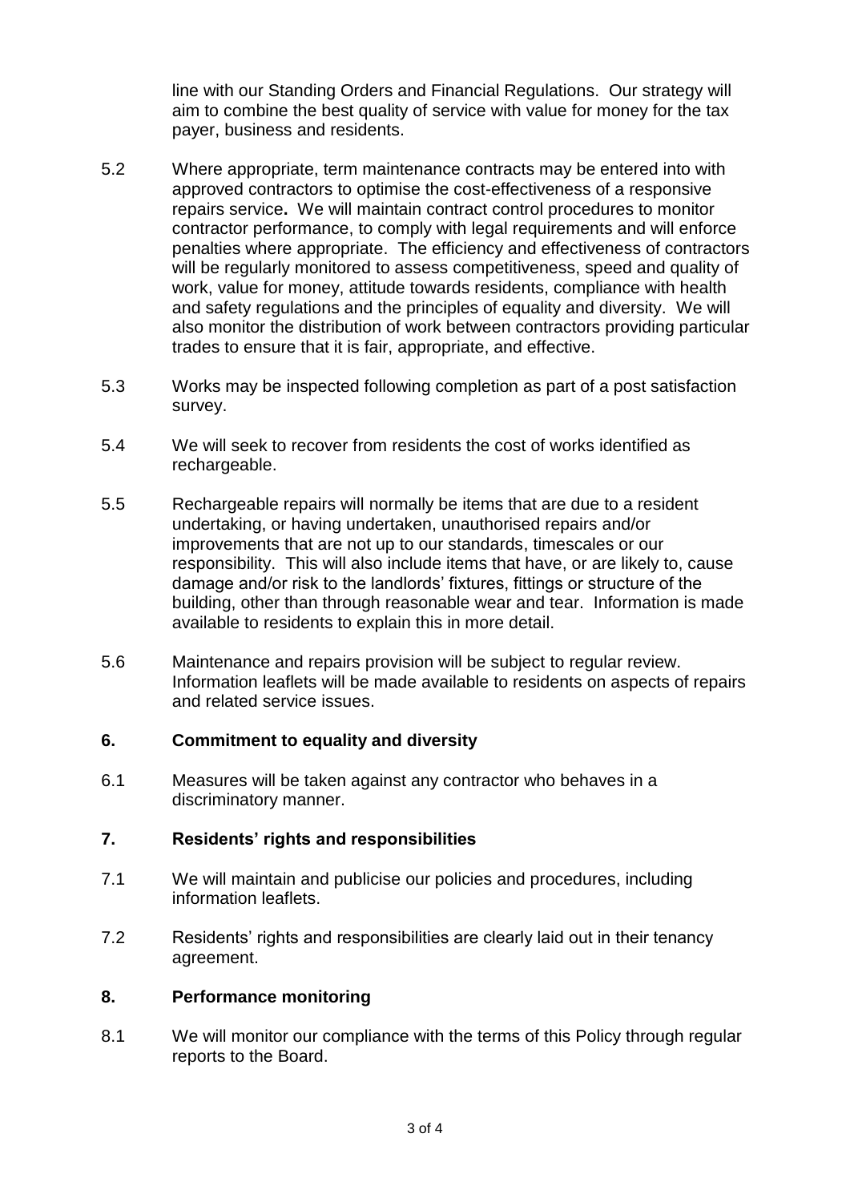line with our Standing Orders and Financial Regulations. Our strategy will aim to combine the best quality of service with value for money for the tax payer, business and residents.

5.2 Where appropriate, term maintenance contracts may be entered into with approved contractors to optimise the cost-effectiveness of a responsive repairs service**.** We will maintain contract control procedures to monitor contractor performance, to comply with legal requirements and will enforce penalties where appropriate. The efficiency and effectiveness of contractors will be regularly monitored to assess competitiveness, speed and quality of work, value for money, attitude towards residents, compliance with health and safety regulations and the principles of equality and diversity. We will also monitor the distribution of work between contractors providing particular trades to ensure that it is fair, appropriate, and effective.

5.3 Works may be inspected following completion as part of a post satisfaction survey.

5.4 We will seek to recover from residents the cost of works identified as rechargeable.

5.5 Rechargeable repairs will normally be items that are due to a resident undertaking, or having undertaken, unauthorised repairs and/or improvements that are not up to our standards, timescales or our responsibility. This will also include items that have, or are likely to, cause damage and/or risk to the landlords' fixtures, fittings or structure of the building, other than through reasonable wear and tear. Information is made available to residents to explain this in more detail.

5.6 Maintenance and repairs provision will be subject to regular review. Information leaflets will be made available to residents on aspects of repairs and related service issues.

## 6. Commitment to equality and diversity

6.1 Measures will be taken against any contractor who behaves in a discriminatory manner.

## 7. Residents' rights and responsibilities

7.1 We will maintain and publicise our policies and procedures, including information leaflets.

7.2 Residents' rights and responsibilities are clearly laid out in their tenancy agreement.

## 8. Performance monitoring

8.1 We will monitor our compliance with the terms of this Policy through regular reports to the Board.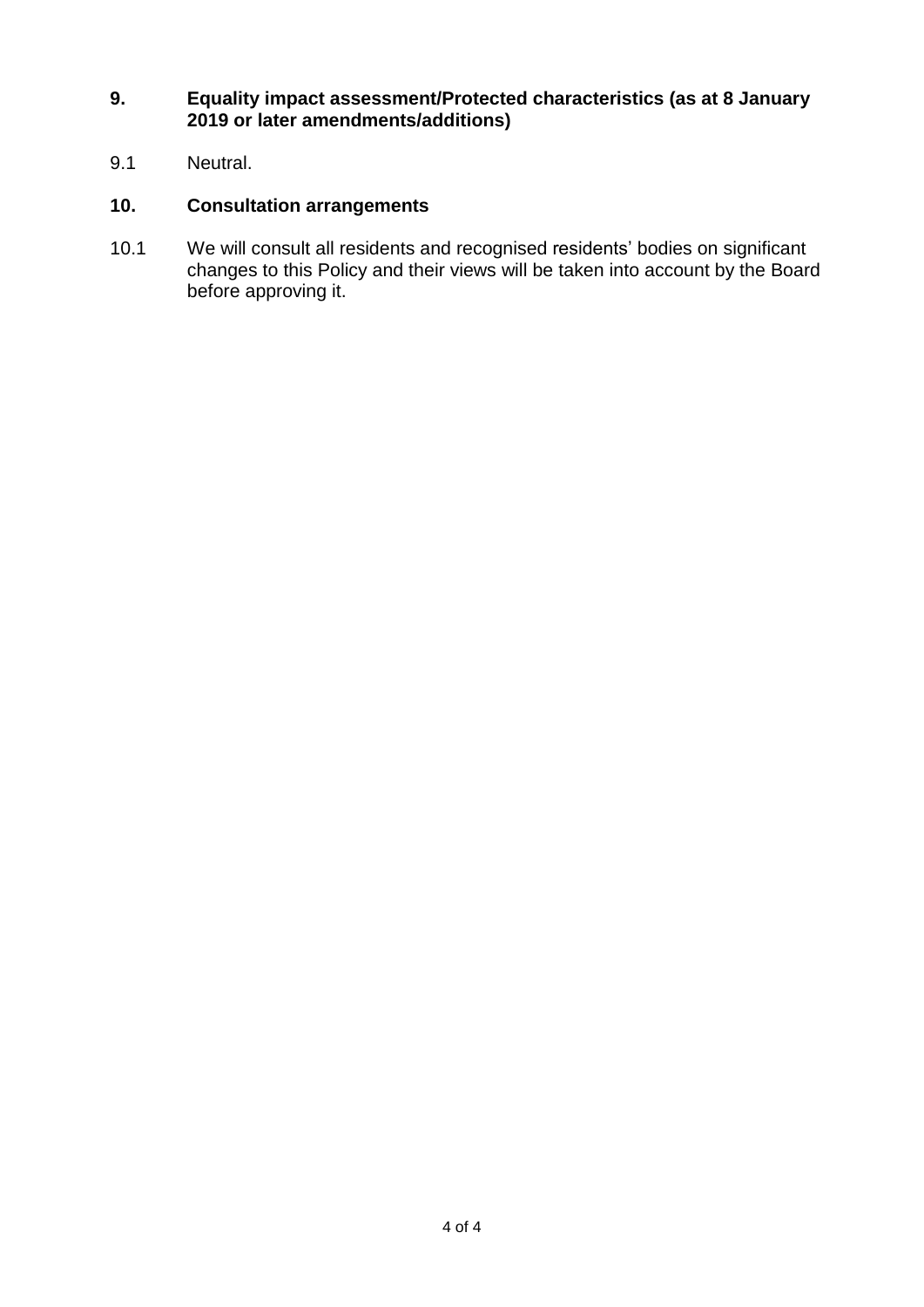## 9. Equality impact assessment/Protected characteristics (as at 8 January 2019 or later amendments/additions)

9.1 Neutral.

## 10. Consultation arrangements

10.1 We will consult all residents and recognised residents' bodies on significant changes to this Policy and their views will be taken into account by the Board before approving it.